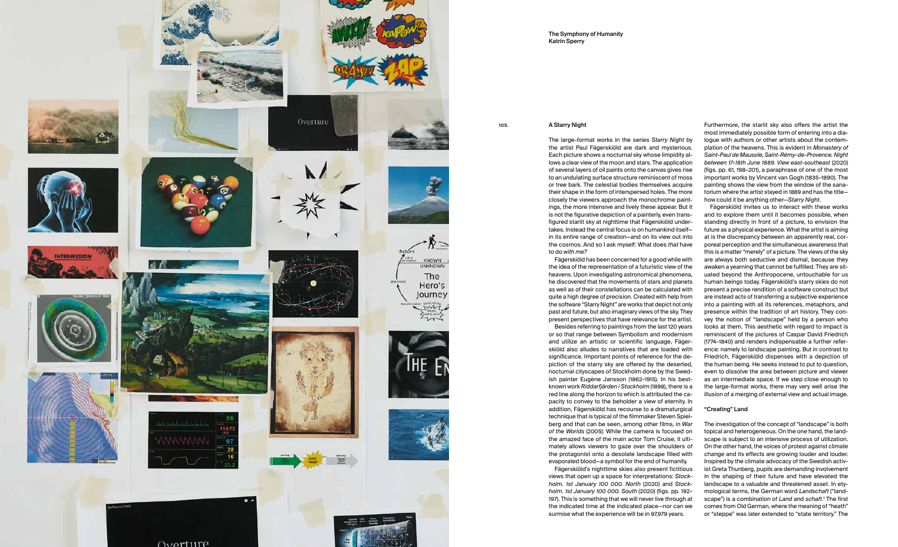# The Symphony of Humanity
Katrin Sperry

## A Starry Night

The large-format works in the series *Starry Night* by the artist Paul Fägerskiöld are dark and mysterious. Each picture shows a nocturnal sky whose limpidity allows a clear view of the moon and stars. The application of several layers of oil paints onto the canvas gives rise to an undulating surface structure reminiscent of moss or tree bark. The celestial bodies themselves acquire their shape in the form of interspersed holes. The more closely the viewers approach the monochrome paintings, the more intensive and lively these appear. But it is not the figurative depiction of a painterly, even transfigured starlit sky at nighttime that Fägerskiöld undertakes. Instead the central focus is on humankind itself—in its entire range of creation—and on its view out into the cosmos. And so I ask myself: What does *that* have to do *with me*?

Fägerskiöld has been concerned for a good while with the idea of the representation of a futuristic view of the heavens. Upon investigating astronomical phenomena, he discovered that the movements of stars and planets as well as of their constellations can be calculated with quite a high degree of precision. Created with help from the software "Starry Night" are works that depict not only past and future, but also imaginary views of the sky. They present perspectives that have relevance for the artist.

Besides referring to paintings from the last 120 years or so that range between Symbolism and modernism and utilize an artistic or scientific language, Fägerskiöld also alludes to narratives that are loaded with significance. Important points of reference for the depiction of the starry sky are offered by the deserted, nocturnal cityscapes of Stockholm done by the Swedish painter Eugène Jansson (1862–1915). In his best-known work *Riddarfjärden i Stockholm* (1898), there is a red line along the horizon to which is attributed the capacity to convey to the beholder a view of eternity. In addition, Fägerskiöld has recourse to a dramaturgical technique that is typical of the filmmaker Steven Spielberg and that can be seen, among other films, in *War of the Worlds* (2005): While the camera is focused on the amazed face of the main actor Tom Cruise, it ultimately allows viewers to gaze over the shoulders of the protagonist onto a desolate landscape filled with evaporated blood—a symbol for the end of humanity.

Fägerskiöld's nighttime skies also present fictitious views that open up a space for interpretations: *Stockholm. 1st January 100 000. North* (2020) and *Stockholm. 1st January 100 000. South* (2020) (figs. pp. 192–197). This is something that we will never live through at the indicated time at the indicated place—nor can we surmise what the experience will be in 97,979 years.

Furthermore, the starlit sky also offers the artist the most immediately possible form of entering into a dialogue with authors or other artists about the contemplation of the heavens. This is evident in *Monastery of Saint-Paul de Mausole, Saint-Rémy-de-Provence. Night between 17–18th June 1889. View east-southeast* (2020) (figs. pp. 61, 198–201), a paraphrase of one of the most important works by Vincent van Gogh (1835–1890). The painting shows the view from the window of the sanatorium where the artist stayed in 1889 and has the title—how could it be anything other—*Starry Night*.

Fägerskiöld invites us to interact with these works and to explore them until it becomes possible, when standing directly in front of a picture, to envision the future as a physical experience. What the artist is aiming at is the discrepancy between an apparently real, corporeal perception and the simultaneous awareness that this is a matter "merely" of a picture. The views of the sky are always both seductive and dismal, because they awaken a yearning that cannot be fulfilled. They are situated beyond the Anthropocene, untouchable for us human beings today. Fägerskiöld's starry skies do not present a precise rendition of a software construct but are instead acts of transferring a subjective experience into a painting with all its references, metaphors, and presence within the tradition of art history. They convey the notion of "landscape" held by a person who looks at them. This aesthetic with regard to impact is reminiscent of the pictures of Caspar David Friedrich (1774–1840) and renders indispensable a further reference: namely to landscape painting. But in contrast to Friedrich, Fägerskiöld dispenses with a depiction of the human being. He seeks instead to put to question, even to dissolve the area between picture and viewer as an intermediate space. If we step close enough to the large-format works, there may very well arise the illusion of a merging of external view and actual image.

## "Creating" Land

The investigation of the concept of "landscape" is both topical and heterogeneous. On the one hand, the landscape is subject to an intensive process of utilization. On the other hand, the voices of protest against climate change and its effects are growing louder and louder. Inspired by the climate advocacy of the Swedish activist Greta Thunberg, pupils are demanding involvement in the shaping of their future and have elevated the landscape to a valuable and threatened asset. In etymological terms, the German word *Landschaft* ("landscape") is a combination of *Land* and *schaft*.[1] The first comes from Old German, where the meaning of "heath" or "steppe" was later extended to "state territory." The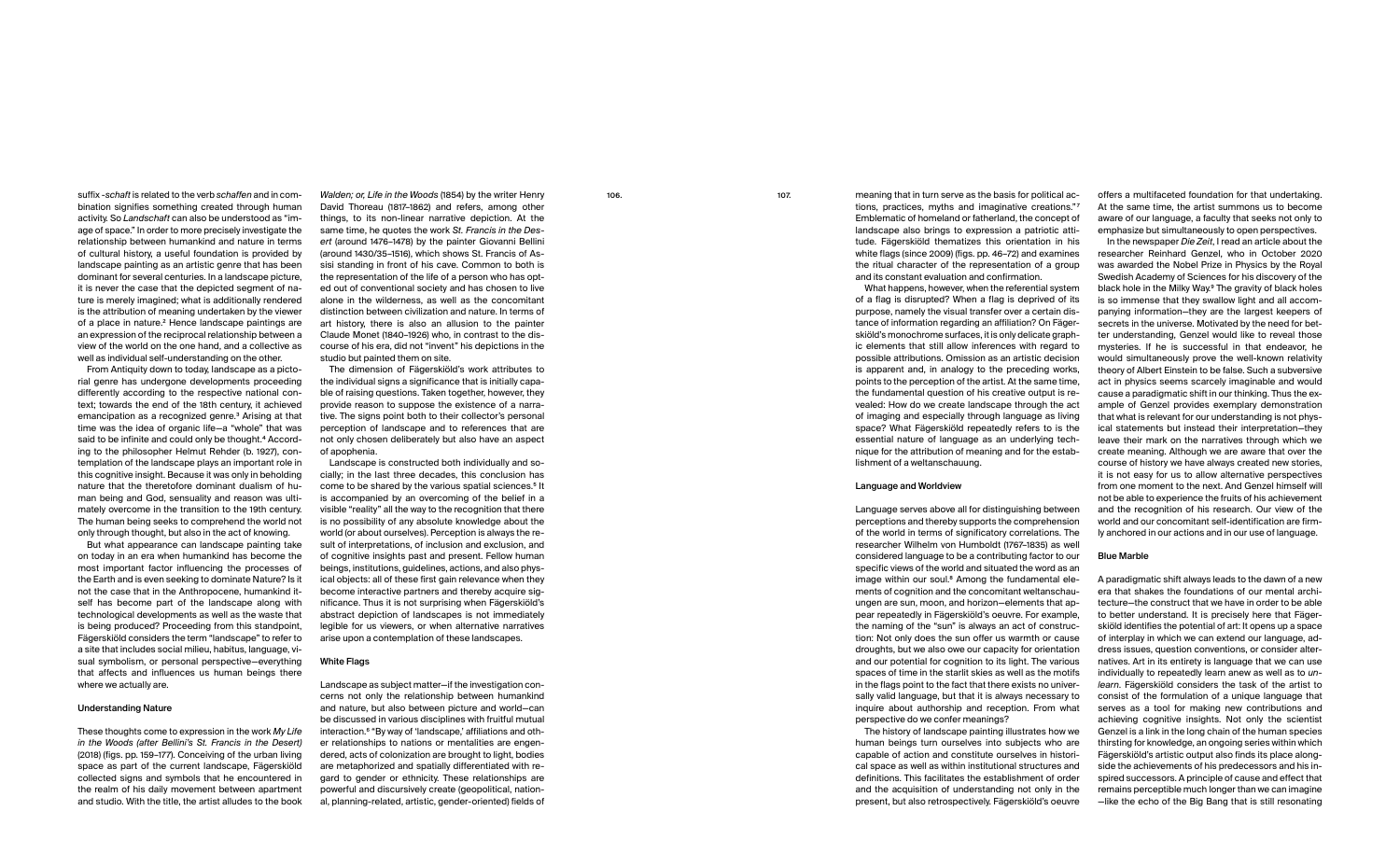suffix -*schaft* is related to the verb *schaffen* and in combination signifies something created through human activity. So *Landschaft* can also be understood as "image of space." In order to more precisely investigate the relationship between humankind and nature in terms of cultural history, a useful foundation is provided by landscape painting as an artistic genre that has been dominant for several centuries. In a landscape picture, it is never the case that the depicted segment of nature is merely imagined; what is additionally rendered is the attribution of meaning undertaken by the viewer of a place in nature.[2] Hence landscape paintings are an expression of the reciprocal relationship between a view of the world on the one hand, and a collective as well as individual self-understanding on the other.

From Antiquity down to today, landscape as a pictorial genre has undergone developments proceeding differently according to the respective national context; towards the end of the 18th century, it achieved emancipation as a recognized genre.[3] Arising at that time was the idea of organic life—a "whole" that was said to be infinite and could only be thought.[4] According to the philosopher Helmut Rehder (b. 1927), contemplation of the landscape plays an important role in this cognitive insight. Because it was only in beholding nature that the theretofore dominant dualism of human being and God, sensuality and reason was ultimately overcome in the transition to the 19th century. The human being seeks to comprehend the world not only through thought, but also in the act of knowing.

But what appearance can landscape painting take on today in an era when humankind has become the most important factor influencing the processes of the Earth and is even seeking to dominate Nature? Is it not the case that in the Anthropocene, humankind itself has become part of the landscape along with technological developments as well as the waste that is being produced? Proceeding from this standpoint, Fägerskiöld considers the term "landscape" to refer to a site that includes social milieu, habitus, language, visual symbolism, or personal perspective—everything that affects and influences us human beings there where we actually are.

### Understanding Nature

These thoughts come to expression in the work *My Life in the Woods (after Bellini's St. Francis in the Desert)* (2018) (figs. pp. 159–177). Conceiving of the urban living space as part of the current landscape, Fägerskiöld collected signs and symbols that he encountered in the realm of his daily movement between apartment and studio. With the title, the artist alludes to the book *Walden; or, Life in the Woods* (1854) by the writer Henry David Thoreau (1817–1862) and refers, among other things, to its non-linear narrative depiction. At the same time, he quotes the work *St. Francis in the Desert* (around 1476–1478) by the painter Giovanni Bellini (around 1430/35–1516), which shows St. Francis of Assisi standing in front of his cave. Common to both is the representation of the life of a person who has opted out of conventional society and has chosen to live alone in the wilderness, as well as the concomitant distinction between civilization and nature. In terms of art history, there is also an allusion to the painter Claude Monet (1840–1926) who, in contrast to the discourse of his era, did not "invent" his depictions in the studio but painted them on site.

The dimension of Fägerskiöld's work attributes to the individual signs a significance that is initially capable of raising questions. Taken together, however, they provide reason to suppose the existence of a narrative. The signs point both to their collector's personal perception of landscape and to references that are not only chosen deliberately but also have an aspect of apophenia.

Landscape is constructed both individually and socially; in the last three decades, this conclusion has come to be shared by the various spatial sciences.[5] It is accompanied by an overcoming of the belief in a visible "reality" all the way to the recognition that there is no possibility of any absolute knowledge about the world (or about ourselves). Perception is always the result of interpretations, of inclusion and exclusion, and of cognitive insights past and present. Fellow human beings, institutions, guidelines, actions, and also physical objects: all of these first gain relevance when they become interactive partners and thereby acquire significance. Thus it is not surprising when Fägerskiöld's abstract depiction of landscapes is not immediately legible for us viewers, or when alternative narratives arise upon a contemplation of these landscapes.

### White Flags

Landscape as subject matter—if the investigation concerns not only the relationship between humankind and nature, but also between picture and world—can be discussed in various disciplines with fruitful mutual interaction.[6] "By way of 'landscape,' affiliations and other relationships to nations or mentalities are engendered, acts of colonization are brought to light, bodies are metaphorized and spatially differentiated with regard to gender or ethnicity. These relationships are powerful and discursively create (geopolitical, national, planning-related, artistic, gender-oriented) fields of meaning that in turn serve as the basis for political actions, practices, myths and imaginative creations."[7] Emblematic of homeland or fatherland, the concept of landscape also brings to expression a patriotic attitude. Fägerskiöld thematizes this orientation in his white flags (since 2009) (figs. pp. 46–72) and examines the ritual character of the representation of a group and its constant evaluation and confirmation.

What happens, however, when the referential system of a flag is disrupted? When a flag is deprived of its purpose, namely the visual transfer over a certain distance of information regarding an affiliation? On Fägerskiöld's monochrome surfaces, it is only delicate graphic elements that still allow inferences with regard to possible attributions. Omission as an artistic decision is apparent and, in analogy to the preceding works, points to the perception of the artist. At the same time, the fundamental question of his creative output is revealed: How do we create landscape through the act of imaging and especially through language as living space? What Fägerskiöld repeatedly refers to is the essential nature of language as an underlying technique for the attribution of meaning and for the establishment of a weltanschauung.

### Language and Worldview

Language serves above all for distinguishing between perceptions and thereby supports the comprehension of the world in terms of significatory correlations. The researcher Wilhelm von Humboldt (1767–1835) as well considered language to be a contributing factor to our specific views of the world and situated the word as an image within our soul.[8] Among the fundamental elements of cognition and the concomitant weltanschauungen are sun, moon, and horizon—elements that appear repeatedly in Fägerskiöld's oeuvre. For example, the naming of the "sun" is always an act of construction: Not only does the sun offer us warmth or cause droughts, but we also owe our capacity for orientation and our potential for cognition to its light. The various spaces of time in the starlit skies as well as the motifs in the flags point to the fact that there exists no universally valid language, but that it is always necessary to inquire about authorship and reception. From what perspective do we confer meanings?

The history of landscape painting illustrates how we human beings turn ourselves into subjects who are capable of action and constitute ourselves in historical space as well as within institutional structures and definitions. This facilitates the establishment of order and the acquisition of understanding not only in the present, but also retrospectively. Fägerskiöld's oeuvre offers a multifaceted foundation for that undertaking. At the same time, the artist summons us to become aware of our language, a faculty that seeks not only to emphasize but simultaneously to open perspectives.

In the newspaper *Die Zeit*, I read an article about the researcher Reinhard Genzel, who in October 2020 was awarded the Nobel Prize in Physics by the Royal Swedish Academy of Sciences for his discovery of the black hole in the Milky Way.[9] The gravity of black holes is so immense that they swallow light and all accompanying information—they are the largest keepers of secrets in the universe. Motivated by the need for better understanding, Genzel would like to reveal those mysteries. If he is successful in that endeavor, he would simultaneously prove the well-known relativity theory of Albert Einstein to be false. Such a subversive act in physics seems scarcely imaginable and would cause a paradigmatic shift in our thinking. Thus the example of Genzel provides exemplary demonstration that what is relevant for our understanding is not physical statements but instead their interpretation—they leave their mark on the narratives through which we create meaning. Although we are aware that over the course of history we have always created new stories, it is not easy for us to allow alternative perspectives from one moment to the next. And Genzel himself will not be able to experience the fruits of his achievement and the recognition of his research. Our view of the world and our concomitant self-identification are firmly anchored in our actions and in our use of language.

### Blue Marble

A paradigmatic shift always leads to the dawn of a new era that shakes the foundations of our mental architecture—the construct that we have in order to be able to better understand. It is precisely here that Fägerskiöld identifies the potential of art: It opens up a space of interplay in which we can extend our language, address issues, question conventions, or consider alternatives. Art in its entirety is language that we can use individually to repeatedly learn anew as well as to *unlearn*. Fägerskiöld considers the task of the artist to consist of the formulation of a unique language that serves as a tool for making new contributions and achieving cognitive insights. Not only the scientist Genzel is a link in the long chain of the human species thirsting for knowledge, an ongoing series within which Fägerskiöld's artistic output also finds its place alongside the achievements of his predecessors and his inspired successors. A principle of cause and effect that remains perceptible much longer than we can imagine —like the echo of the Big Bang that is still resonating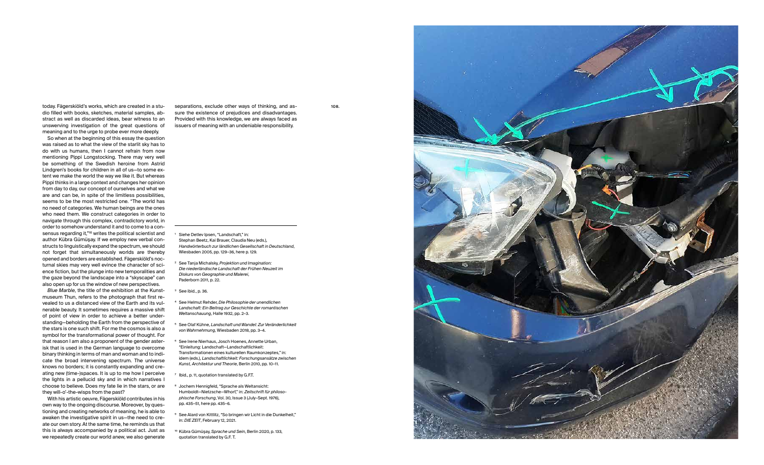today. Fägerskiöld's works, which are created in a studio filled with books, sketches, material samples, abstract as well as discarded ideas, bear witness to an unswerving investigation of the great questions of meaning and to the urge to probe ever more deeply.

So when at the beginning of this essay the question was raised as to what the view of the starlit sky has to do with us humans, then I cannot refrain from now mentioning Pippi Longstocking. There may very well be something of the Swedish heroine from Astrid Lindgren's books for children in all of us—to some extent we make the world the way we like it. But whereas Pippi thinks in a large context and changes her opinion from day to day, our concept of ourselves and what we are and can be, in spite of the limitless possibilities, seems to be the most restricted one. "The world has no need of categories. We human beings are the ones who need them. We construct categories in order to navigate through this complex, contradictory world, in order to somehow understand it and to come to a consensus regarding it,"[10] writes the political scientist and author Kübra Gümüşay. If we employ new verbal constructs to linguistically expand the spectrum, we should not forget that simultaneously worlds are thereby opened and borders are established. Fägerskiöld's nocturnal skies may very well evince the character of science fiction, but the plunge into new temporalities and the gaze beyond the landscape into a "skyscape" can also open up for us the window of new perspectives.

*Blue Marble*, the title of the exhibition at the Kunstmuseum Thun, refers to the photograph that first revealed to us a distanced view of the Earth and its vulnerable beauty. It sometimes requires a massive shift of point of view in order to achieve a better understanding—beholding the Earth from the perspective of the stars is one such shift. For me the cosmos is also a symbol for the transformational power of thought. For that reason I am also a proponent of the gender asterisk that is used in the German language to overcome binary thinking in terms of man and woman and to indicate the broad intervening spectrum. The universe knows no borders; it is constantly expanding and creating new (time-)spaces. It is up to me how I perceive the lights in a pellucid sky and in which narratives I choose to believe. Does my fate lie in the stars, or are they will-o'-the-wisps from the past?

With his artistic oeuvre, Fägerskiöld contributes in his own way to the ongoing discourse. Moreover, by questioning and creating networks of meaning, he is able to awaken the investigative spirit in us—the need to create our own story. At the same time, he reminds us that this is always accompanied by a political act. Just as we repeatedly create our world anew, we also generate separations, exclude other ways of thinking, and assure the existence of prejudices and disadvantages. Provided with this knowledge, we are always faced as issuers of meaning with an undeniable responsibility.

---

[1] Siehe Detlev Ipsen, "Landschaft," in: Stephan Beetz, Kai Brauer, Claudia Neu (eds.), *Handwörterbuch zur ländlichen Gesellschaft in Deutschland*, Wiesbaden 2005, pp. 129–36, here p. 129.

[2] See Tanja Michalsky, *Projektion und Imagination: Die niederländische Landschaft der Frühen Neuzeit im Diskurs von Geographie und Malerei*, Paderborn 2011, p. 22.

[3] See ibid., p. 36.

[4] See Helmut Rehder, *Die Philosophie der unendlichen Landschaft: Ein Beitrag zur Geschichte der romantischen Weltanschauung*, Halle 1932, pp. 2–3.

[5] See Olaf Kühne, *Landschaft und Wandel: Zur Veränderlichkeit von Wahrnehmung*, Wiesbaden 2018, pp. 3–4.

[6] See Irene Nierhaus, Josch Hoenes, Annette Urban, "Einleitung: Landschaft—Landschaftlichkeit: Transformationen eines kulturellen Raumkonzeptes," in: idem (eds.), *Landschaftlichkeit: Forschungsansätze zwischen Kunst, Architektur und Theorie*, Berlin 2010, pp. 10–11.

[7] Ibid., p. 11, quotation translated by G.F.T.

[8] Jochem Hennigfeld, "Sprache als Weltansicht: Humboldt—Nietzsche—Whorf," in: *Zeitschrift für philosophische Forschung*, Vol. 30, Issue 3 (July–Sept. 1976), pp. 435–51, here pp. 435–6.

[9] See Alard von Kittlitz, "So bringen wir Licht in die Dunkelheit," in: *DIE ZEIT*, February 12, 2021.

[10] Kübra Gümüşay, *Sprache und Sein*, Berlin 2020, p. 133, quotation translated by G. F. T.

108.